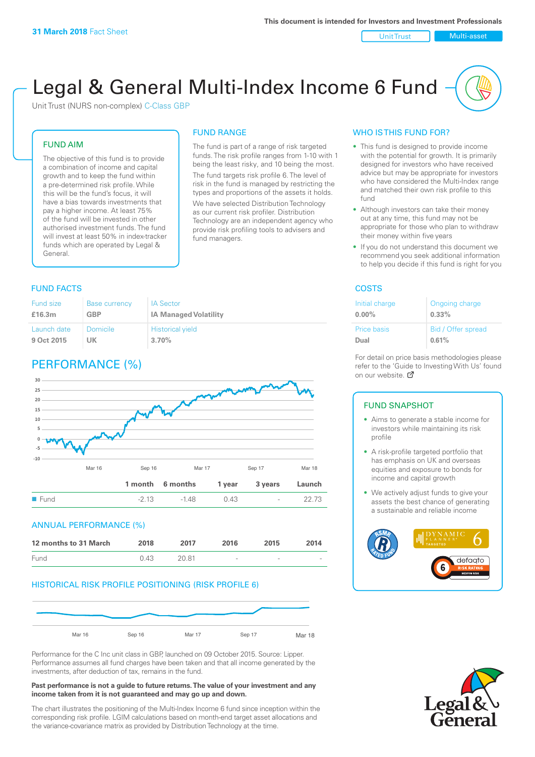31 March 2018 Fact Sheet

This document is intended for Investors and Investment Professionals

Unit Trust | Multi-asset

# Legal & General Multi-Index Income 6 Fund

Unit Trust (NURS non-complex) C-Class GBP

## FUND AIM

The objective of this fund is to provide a combination of income and capital growth and to keep the fund within a pre-determined risk profile. While this will be the fund's focus, it will have a bias towards investments that pay a higher income. At least 75% of the fund will be invested in other authorised investment funds. The fund will invest at least 50% in index-tracker funds which are operated by Legal & General.

## FUND RANGE

The fund is part of a range of risk targeted funds. The risk profile ranges from 1-10 with 1 being the least risky, and 10 being the most.

The fund targets risk profile 6. The level of risk in the fund is managed by restricting the types and proportions of the assets it holds. We have selected Distribution Technology as our current risk profiler. Distribution Technology are an independent agency who provide risk profiling tools to advisers and fund managers.

## WHO IS THIS FUND FOR?

- This fund is designed to provide income with the potential for growth. It is primarily designed for investors who have received advice but may be appropriate for investors who have considered the Multi-Index range and matched their own risk profile to this fund
- Although investors can take their money out at any time, this fund may not be appropriate for those who plan to withdraw their money within five years
- If you do not understand this document we recommend you seek additional information to help you decide if this fund is right for you

## FUND FACTS

| Fund size | Base currency | IA Sector |
|---|---|---|
| £16.3m | GBP | IA Managed Volatility |
| **Launch date** | **Domicile** | **Historical yield** |
| 9 Oct 2015 | UK | 3.70% |

## COSTS

| Initial charge | Ongoing charge |
|---|---|
| 0.00% | 0.33% |
| **Price basis** | **Bid / Offer spread** |
| Dual | 0.61% |

For detail on price basis methodologies please refer to the 'Guide to Investing With Us' found on our website.

## PERFORMANCE (%)

| | 1 month | 6 months | 1 year | 3 years | Launch |
|---|---|---|---|---|---|
| Fund | -2.13 | -1.48 | 0.43 | - | 22.73 |

## ANNUAL PERFORMANCE (%)

| 12 months to 31 March | 2018 | 2017 | 2016 | 2015 | 2014 |
|---|---|---|---|---|---|
| Fund | 0.43 | 20.81 | - | - | - |

## HISTORICAL RISK PROFILE POSITIONING (RISK PROFILE 6)

Performance for the C Inc unit class in GBP, launched on 09 October 2015. Source: Lipper. Performance assumes all fund charges have been taken and that all income generated by the investments, after deduction of tax, remains in the fund.

**Past performance is not a guide to future returns. The value of your investment and any income taken from it is not guaranteed and may go up and down.**

The chart illustrates the positioning of the Multi-Index Income 6 fund since inception within the corresponding risk profile. LGIM calculations based on month-end target asset allocations and the variance-covariance matrix as provided by Distribution Technology at the time.

## FUND SNAPSHOT

- Aims to generate a stable income for investors while maintaining its risk profile
- A risk-profile targeted portfolio that has emphasis on UK and overseas equities and exposure to bonds for income and capital growth
- We actively adjust funds to give your assets the best chance of generating a sustainable and reliable income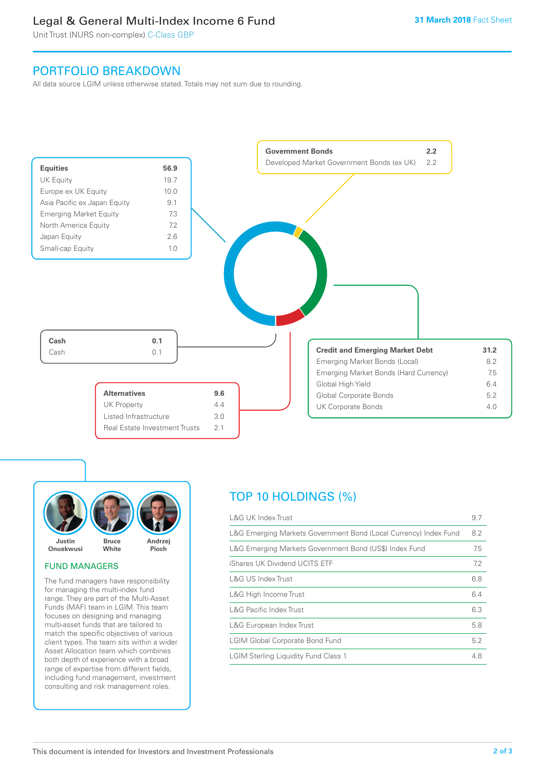## PORTFOLIO BREAKDOWN

All data source LGIM unless otherwise stated. Totals may not sum due to rounding.

| Equities | 56.9 |
|---|---|
| UK Equity | 19.7 |
| Europe ex UK Equity | 10.0 |
| Asia Pacific ex Japan Equity | 9.1 |
| Emerging Market Equity | 7.3 |
| North America Equity | 7.2 |
| Japan Equity | 2.6 |
| Small-cap Equity | 1.0 |

| Government Bonds | 2.2 |
|---|---|
| Developed Market Government Bonds (ex UK) | 2.2 |

| Cash | 0.1 |
|---|---|
| Cash | 0.1 |

| Credit and Emerging Market Debt | 31.2 |
|---|---|
| Emerging Market Bonds (Local) | 8.2 |
| Emerging Market Bonds (Hard Currency) | 7.5 |
| Global High Yield | 6.4 |
| Global Corporate Bonds | 5.2 |
| UK Corporate Bonds | 4.0 |

| Alternatives | 9.6 |
|---|---|
| UK Property | 4.4 |
| Listed Infrastructure | 3.0 |
| Real Estate Investment Trusts | 2.1 |

Justin Onuekwusi, Bruce White, Andrzej Pioch

### FUND MANAGERS

The fund managers have responsibility for managing the multi-index fund range. They are part of the Multi-Asset Funds (MAF) team in LGIM. This team focuses on designing and managing multi-asset funds that are tailored to match the specific objectives of various client types. The team sits within a wider Asset Allocation team which combines both depth of experience with a broad range of expertise from different fields, including fund management, investment consulting and risk management roles.

## TOP 10 HOLDINGS (%)

| Holding | % |
|---|---|
| L&G UK Index Trust | 9.7 |
| L&G Emerging Markets Government Bond (Local Currency) Index Fund | 8.2 |
| L&G Emerging Markets Government Bond (US$) Index Fund | 7.5 |
| iShares UK Dividend UCITS ETF | 7.2 |
| L&G US Index Trust | 6.8 |
| L&G High Income Trust | 6.4 |
| L&G Pacific Index Trust | 6.3 |
| L&G European Index Trust | 5.8 |
| LGIM Global Corporate Bond Fund | 5.2 |
| LGIM Sterling Liquidity Fund Class 1 | 4.8 |

This document is intended for Investors and Investment Professionals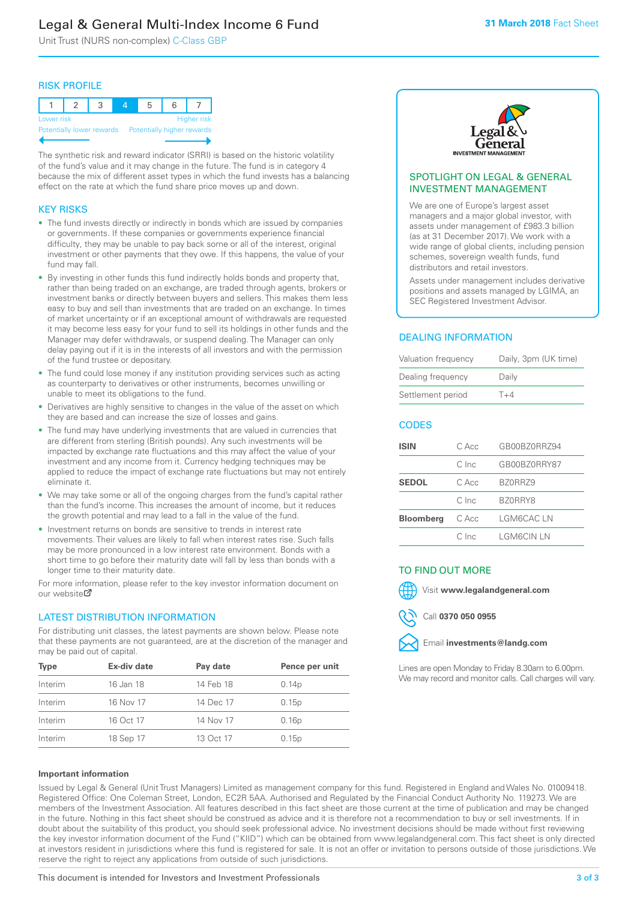# Legal & General Multi-Index Income 6 Fund

Unit Trust (NURS non-complex) C-Class GBP

**31 March 2018** Fact Sheet

## RISK PROFILE

| 1 | 2 | 3 | 4 | 5 | 6 | 7 |
|---|---|---|---|---|---|---|

Lower risk — Higher risk

Potentially lower rewards — Potentially higher rewards

The synthetic risk and reward indicator (SRRI) is based on the historic volatility of the fund's value and it may change in the future. The fund is in category 4 because the mix of different asset types in which the fund invests has a balancing effect on the rate at which the fund share price moves up and down.

## KEY RISKS

- The fund invests directly or indirectly in bonds which are issued by companies or governments. If these companies or governments experience financial difficulty, they may be unable to pay back some or all of the interest, original investment or other payments that they owe. If this happens, the value of your fund may fall.
- By investing in other funds this fund indirectly holds bonds and property that, rather than being traded on an exchange, are traded through agents, brokers or investment banks or directly between buyers and sellers. This makes them less easy to buy and sell than investments that are traded on an exchange. In times of market uncertainty or if an exceptional amount of withdrawals are requested it may become less easy for your fund to sell its holdings in other funds and the Manager may defer withdrawals, or suspend dealing. The Manager can only delay paying out if it is in the interests of all investors and with the permission of the fund trustee or depositary.
- The fund could lose money if any institution providing services such as acting as counterparty to derivatives or other instruments, becomes unwilling or unable to meet its obligations to the fund.
- Derivatives are highly sensitive to changes in the value of the asset on which they are based and can increase the size of losses and gains.
- The fund may have underlying investments that are valued in currencies that are different from sterling (British pounds). Any such investments will be impacted by exchange rate fluctuations and this may affect the value of your investment and any income from it. Currency hedging techniques may be applied to reduce the impact of exchange rate fluctuations but may not entirely eliminate it.
- We may take some or all of the ongoing charges from the fund's capital rather than the fund's income. This increases the amount of income, but it reduces the growth potential and may lead to a fall in the value of the fund.
- Investment returns on bonds are sensitive to trends in interest rate movements. Their values are likely to fall when interest rates rise. Such falls may be more pronounced in a low interest rate environment. Bonds with a short time to go before their maturity date will fall by less than bonds with a longer time to their maturity date.

For more information, please refer to the key investor information document on our website

## LATEST DISTRIBUTION INFORMATION

For distributing unit classes, the latest payments are shown below. Please note that these payments are not guaranteed, are at the discretion of the manager and may be paid out of capital.

| Type | Ex-div date | Pay date | Pence per unit |
|---|---|---|---|
| Interim | 16 Jan 18 | 14 Feb 18 | 0.14p |
| Interim | 16 Nov 17 | 14 Dec 17 | 0.15p |
| Interim | 16 Oct 17 | 14 Nov 17 | 0.16p |
| Interim | 18 Sep 17 | 13 Oct 17 | 0.15p |

## SPOTLIGHT ON LEGAL & GENERAL INVESTMENT MANAGEMENT

We are one of Europe's largest asset managers and a major global investor, with assets under management of £983.3 billion (as at 31 December 2017). We work with a wide range of global clients, including pension schemes, sovereign wealth funds, fund distributors and retail investors.

Assets under management includes derivative positions and assets managed by LGIMA, an SEC Registered Investment Advisor.

## DEALING INFORMATION

| | |
|---|---|
| Valuation frequency | Daily, 3pm (UK time) |
| Dealing frequency | Daily |
| Settlement period | T+4 |

## CODES

| | | |
|---|---|---|
| **ISIN** | C Acc | GB00BZ0RRZ94 |
| | C Inc | GB00BZ0RRY87 |
| **SEDOL** | C Acc | BZ0RRZ9 |
| | C Inc | BZ0RRY8 |
| **Bloomberg** | C Acc | LGM6CAC LN |
| | C Inc | LGM6CIN LN |

## TO FIND OUT MORE

Visit **www.legalandgeneral.com**

Call **0370 050 0955**

Email **investments@landg.com**

Lines are open Monday to Friday 8.30am to 6.00pm. We may record and monitor calls. Call charges will vary.

**Important information**

Issued by Legal & General (Unit Trust Managers) Limited as management company for this fund. Registered in England and Wales No. 01009418. Registered Office: One Coleman Street, London, EC2R 5AA. Authorised and Regulated by the Financial Conduct Authority No. 119273. We are members of the Investment Association. All features described in this fact sheet are those current at the time of publication and may be changed in the future. Nothing in this fact sheet should be construed as advice and it is therefore not a recommendation to buy or sell investments. If in doubt about the suitability of this product, you should seek professional advice. No investment decisions should be made without first reviewing the key investor information document of the Fund ("KIID") which can be obtained from www.legalandgeneral.com. This fact sheet is only directed at investors resident in jurisdictions where this fund is registered for sale. It is not an offer or invitation to persons outside of those jurisdictions. We reserve the right to reject any applications from outside of such jurisdictions.

This document is intended for Investors and Investment Professionals